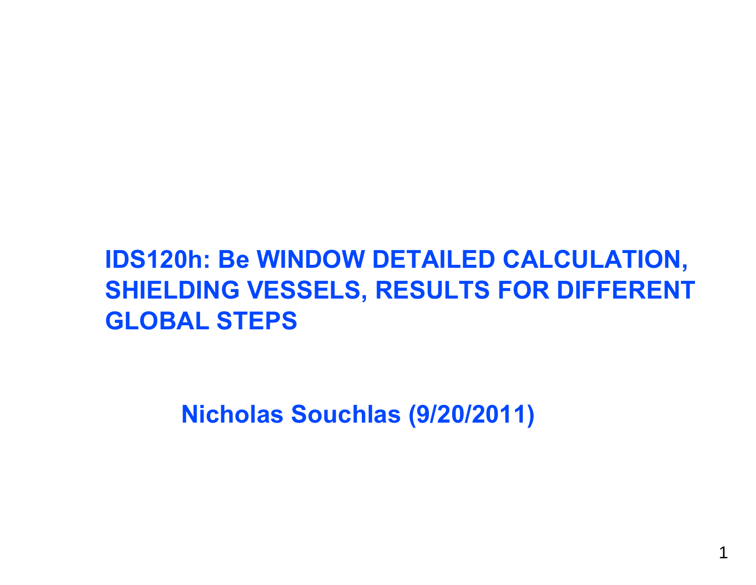# IDS120h: Be WINDOW DETAILED CALCULATION, SHIELDING VESSELS, RESULTS FOR DIFFERENT GLOBAL STEPS

**Nicholas Souchlas (9/20/2011)**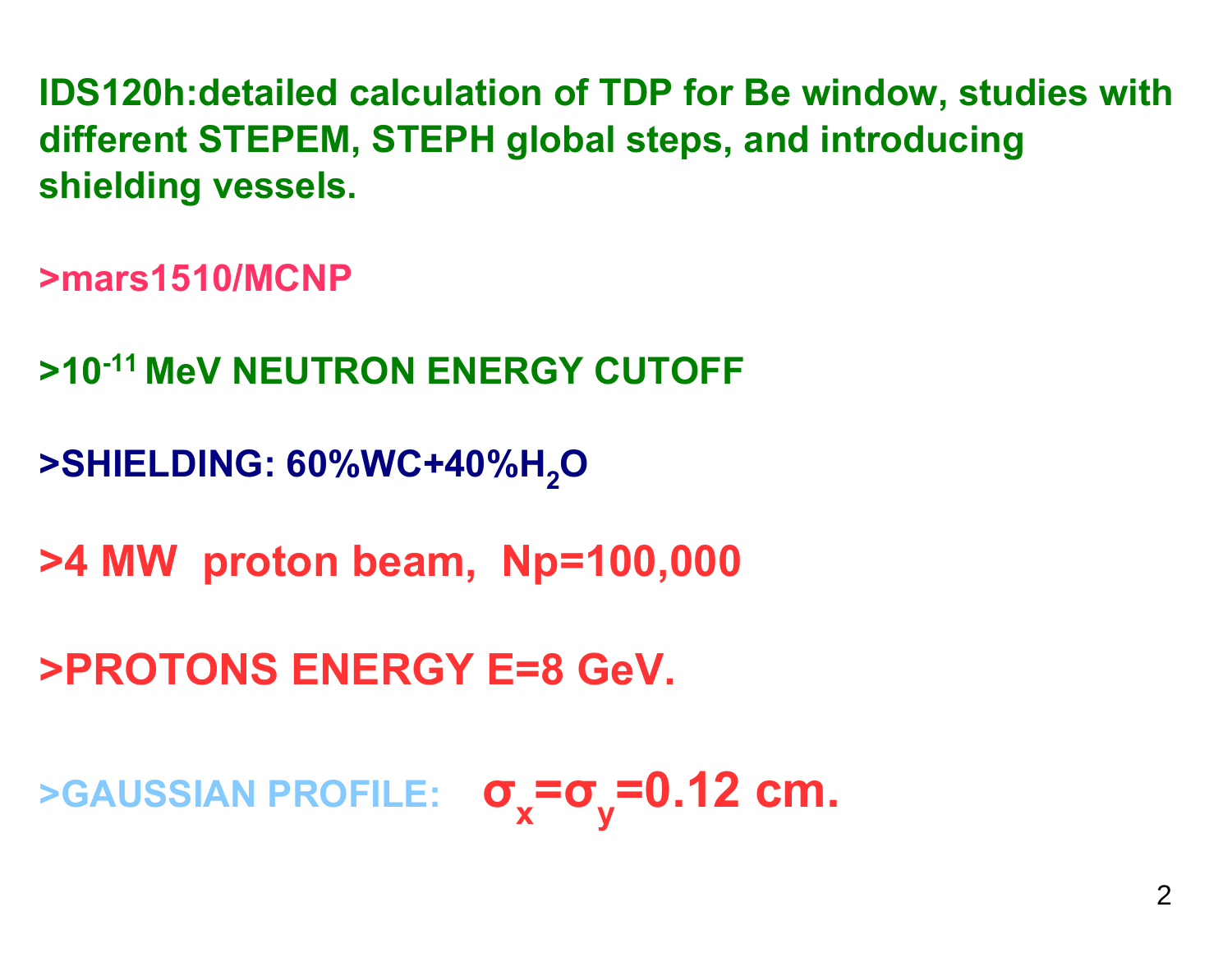**IDS120h:detailed calculation of TDP for Be window, studies with different STEPEM, STEPH global steps, and introducing shielding vessels.**

**>mars1510/MCNP**

**>$10^{-11}$ MeV NEUTRON ENERGY CUTOFF**

**>SHIELDING: 60%WC+40%$H_2O$**

**>4 MW proton beam, Np=100,000**

**>PROTONS ENERGY E=8 GeV.**

**>GAUSSIAN PROFILE: $\sigma_x=\sigma_y=0.12$ cm.**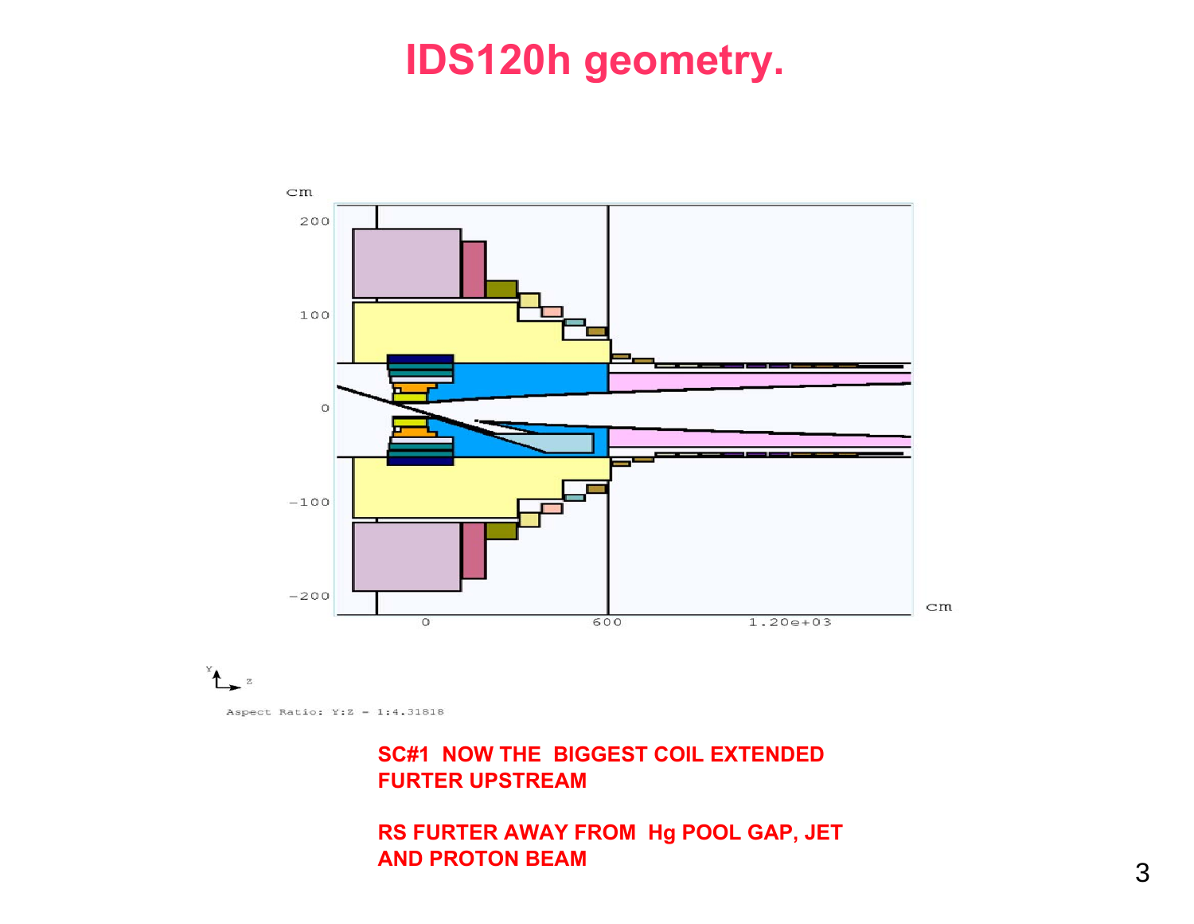# IDS120h geometry.

**SC#1 NOW THE BIGGEST COIL EXTENDED FURTER UPSTREAM**

**RS FURTER AWAY FROM Hg POOL GAP, JET AND PROTON BEAM**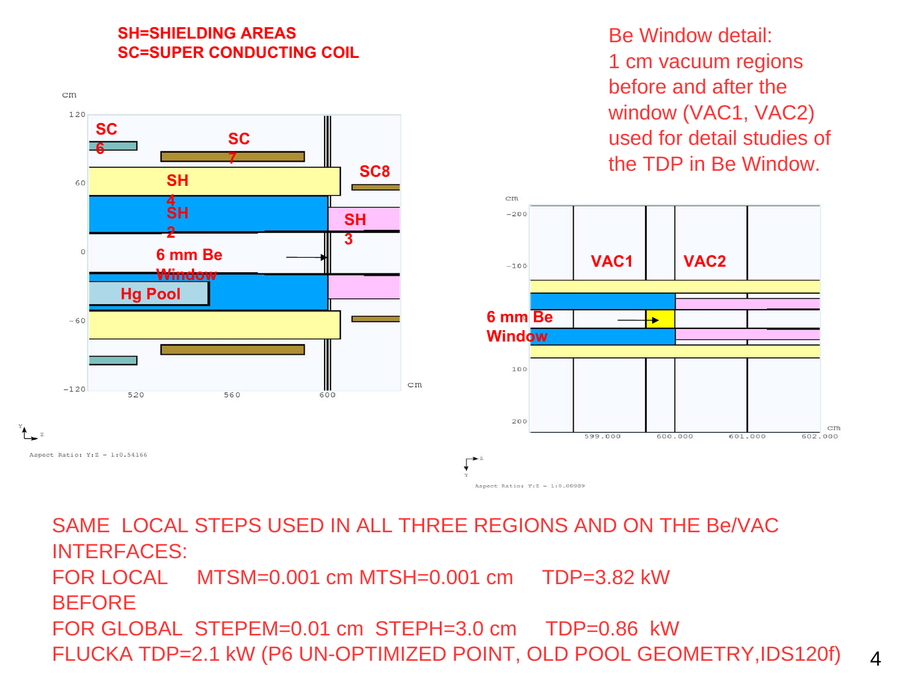SH=SHIELDING AREAS
SC=SUPER CONDUCTING COIL

Be Window detail:
1 cm vacuum regions before and after the window (VAC1, VAC2) used for detail studies of the TDP in Be Window.

SAME LOCAL STEPS USED IN ALL THREE REGIONS AND ON THE Be/VAC INTERFACES:

FOR LOCAL MTSM=0.001 cm MTSH=0.001 cm TDP=3.82 kW

BEFORE

FOR GLOBAL STEPEM=0.01 cm STEPH=3.0 cm TDP=0.86 kW

FLUCKA TDP=2.1 kW (P6 UN-OPTIMIZED POINT, OLD POOL GEOMETRY,IDS120f)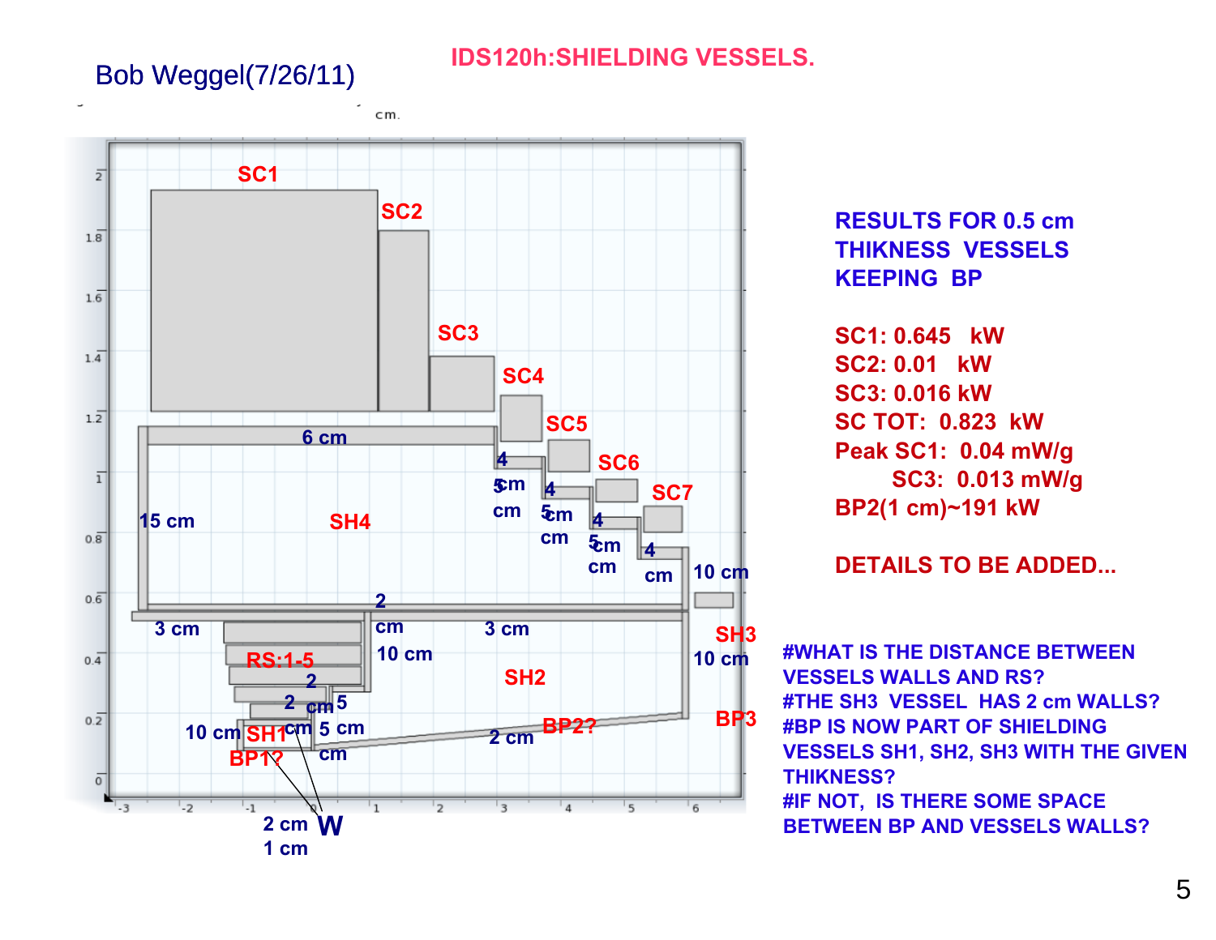Bob Weggel(7/26/11)

# IDS120h:SHIELDING VESSELS.

cm.

SC1

SC2

SC3

SC4

SC5

SC6

SC7

6 cm

15 cm

SH4

4 cm 5 cm

4 cm 5 cm

4 cm 5 cm

4 cm

10 cm

2 cm

3 cm

3 cm

SH3

RS:1-5

10 cm

SH2

10 cm

2

2 cm 5 cm

10 cm SH1 cm 5 cm

BP2?

BP3

2 cm

BP1? cm

2 cm W

1 cm

**RESULTS FOR 0.5 cm THIKNESS VESSELS KEEPING BP**

**SC1: 0.645 kW**
**SC2: 0.01 kW**
**SC3: 0.016 kW**
**SC TOT: 0.823 kW**
**Peak SC1: 0.04 mW/g**
**SC3: 0.013 mW/g**
**BP2(1 cm)~191 kW**

**DETAILS TO BE ADDED...**

**#WHAT IS THE DISTANCE BETWEEN VESSELS WALLS AND RS?**
**#THE SH3 VESSEL HAS 2 cm WALLS?**
**#BP IS NOW PART OF SHIELDING VESSELS SH1, SH2, SH3 WITH THE GIVEN THIKNESS?**
**#IF NOT, IS THERE SOME SPACE BETWEEN BP AND VESSELS WALLS?**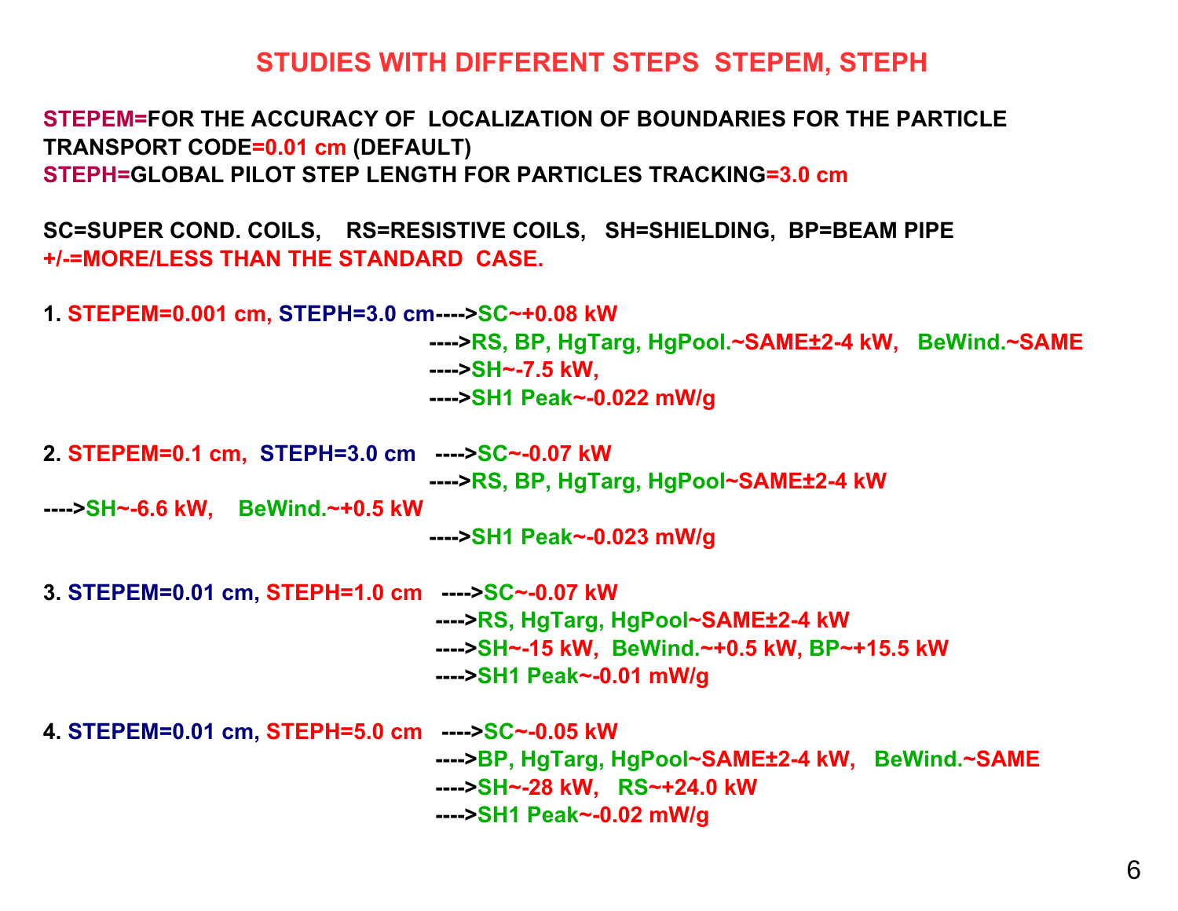# STUDIES WITH DIFFERENT STEPS STEPEM, STEPH

STEPEM=FOR THE ACCURACY OF LOCALIZATION OF BOUNDARIES FOR THE PARTICLE TRANSPORT CODE=0.01 cm (DEFAULT)
STEPH=GLOBAL PILOT STEP LENGTH FOR PARTICLES TRACKING=3.0 cm

SC=SUPER COND. COILS, RS=RESISTIVE COILS, SH=SHIELDING, BP=BEAM PIPE
+/-=MORE/LESS THAN THE STANDARD CASE.

1. STEPEM=0.001 cm, STEPH=3.0 cm---->SC~+0.08 kW
   ---->RS, BP, HgTarg, HgPool.~SAME±2-4 kW, BeWind.~SAME
   ---->SH~-7.5 kW,
   ---->SH1 Peak~-0.022 mW/g

2. STEPEM=0.1 cm, STEPH=3.0 cm ---->SC~-0.07 kW
   ---->RS, BP, HgTarg, HgPool~SAME±2-4 kW
   ---->SH~-6.6 kW, BeWind.~+0.5 kW
   ---->SH1 Peak~-0.023 mW/g

3. STEPEM=0.01 cm, STEPH=1.0 cm ---->SC~-0.07 kW
   ---->RS, HgTarg, HgPool~SAME±2-4 kW
   ---->SH~-15 kW, BeWind.~+0.5 kW, BP~+15.5 kW
   ---->SH1 Peak~-0.01 mW/g

4. STEPEM=0.01 cm, STEPH=5.0 cm ---->SC~-0.05 kW
   ---->BP, HgTarg, HgPool~SAME±2-4 kW, BeWind.~SAME
   ---->SH~-28 kW, RS~+24.0 kW
   ---->SH1 Peak~-0.02 mW/g